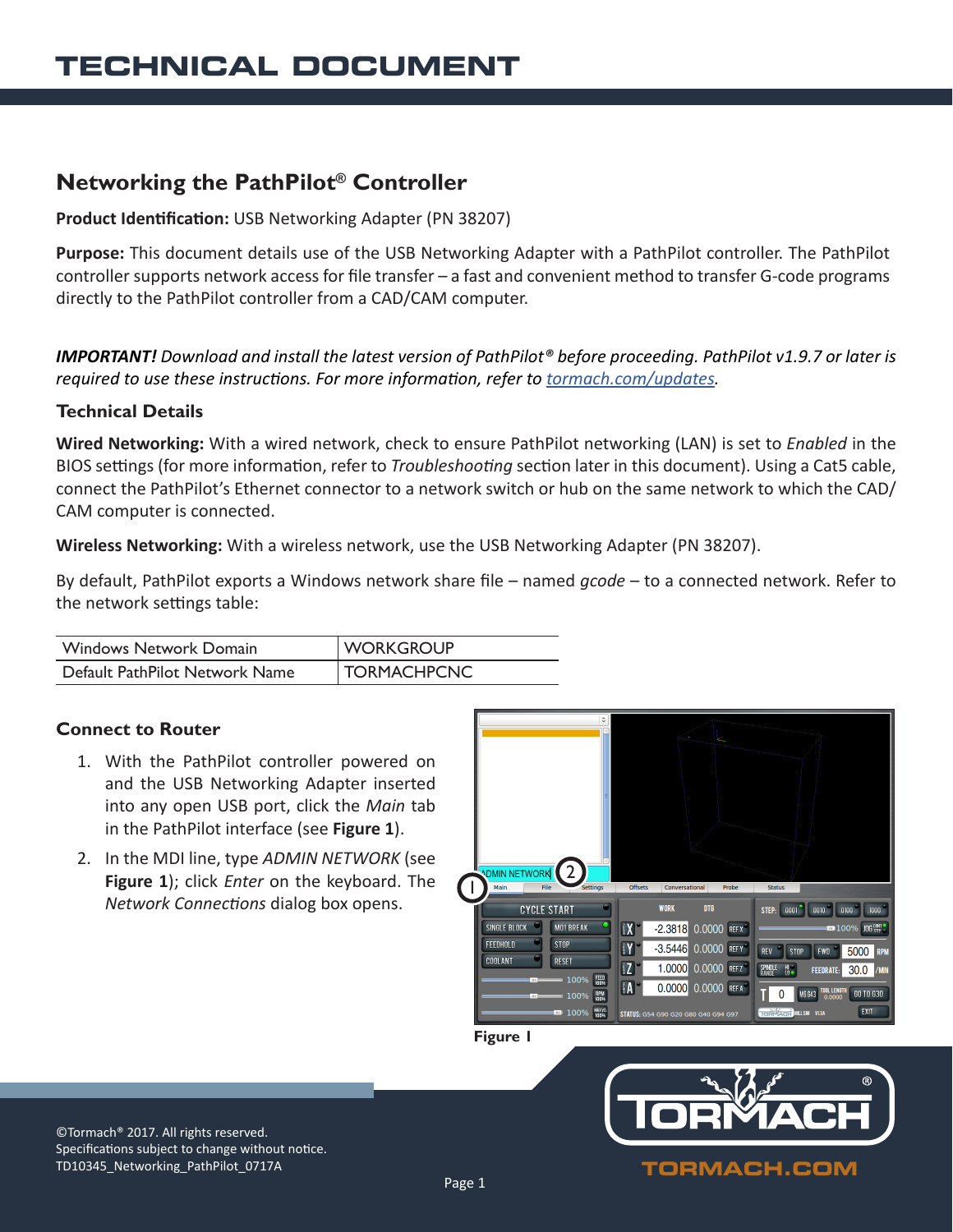# TECHNICAL DOCUMENT

## Networking the PathPilot® Controller

**Product Identification:** USB Networking Adapter (PN 38207)

**Purpose:** This document details use of the USB Networking Adapter with a PathPilot controller. The PathPilot controller supports network access for file transfer – a fast and convenient method to transfer G-code programs directly to the PathPilot controller from a CAD/CAM computer.

***IMPORTANT!** Download and install the latest version of PathPilot® before proceeding. PathPilot v1.9.7 or later is required to use these instructions. For more information, refer to [tormach.com/updates](tormach.com/updates).*

### Technical Details

**Wired Networking:** With a wired network, check to ensure PathPilot networking (LAN) is set to *Enabled* in the BIOS settings (for more information, refer to *Troubleshooting* section later in this document). Using a Cat5 cable, connect the PathPilot's Ethernet connector to a network switch or hub on the same network to which the CAD/CAM computer is connected.

**Wireless Networking:** With a wireless network, use the USB Networking Adapter (PN 38207).

By default, PathPilot exports a Windows network share file – named *gcode* – to a connected network. Refer to the network settings table:

| Windows Network Domain | WORKGROUP |
|---|---|
| Default PathPilot Network Name | TORMACHPCNC |

### Connect to Router

1. With the PathPilot controller powered on and the USB Networking Adapter inserted into any open USB port, click the *Main* tab in the PathPilot interface (see **Figure 1**).
2. In the MDI line, type *ADMIN NETWORK* (see **Figure 1**); click *Enter* on the keyboard. The *Network Connections* dialog box opens.

**Figure 1**

©Tormach® 2017. All rights reserved.
Specifications subject to change without notice.
TD10345_Networking_PathPilot_0717A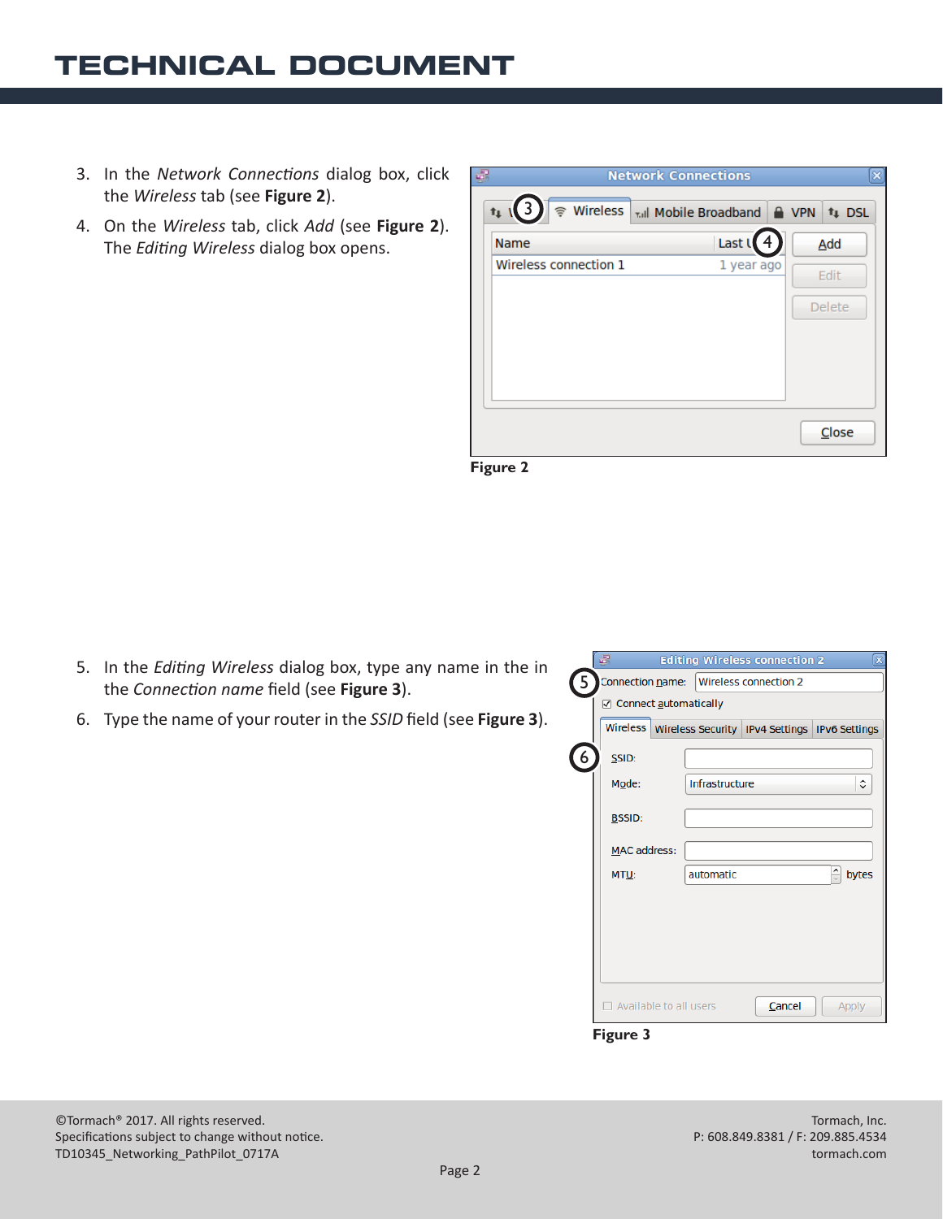3. In the *Network Connections* dialog box, click the *Wireless* tab (see **Figure 2**).
4. On the *Wireless* tab, click *Add* (see **Figure 2**). The *Editing Wireless* dialog box opens.

**Figure 2**

5. In the *Editing Wireless* dialog box, type any name in the in the *Connection name* field (see **Figure 3**).
6. Type the name of your router in the *SSID* field (see **Figure 3**).

**Figure 3**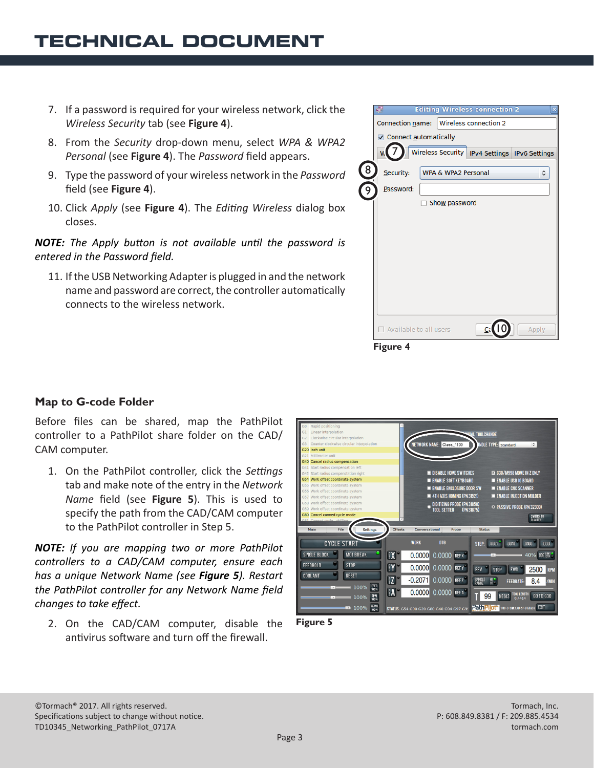7. If a password is required for your wireless network, click the *Wireless Security* tab (see **Figure 4**).

8. From the *Security* drop-down menu, select *WPA & WPA2 Personal* (see **Figure 4**). The *Password* field appears.

9. Type the password of your wireless network in the *Password* field (see **Figure 4**).

10. Click *Apply* (see **Figure 4**). The *Editing Wireless* dialog box closes.

***NOTE:** The Apply button is not available until the password is entered in the Password field.*

11. If the USB Networking Adapter is plugged in and the network name and password are correct, the controller automatically connects to the wireless network.

**Figure 4**

### Map to G-code Folder

Before files can be shared, map the PathPilot controller to a PathPilot share folder on the CAD/CAM computer.

1. On the PathPilot controller, click the *Settings* tab and make note of the entry in the *Network Name* field (see **Figure 5**). This is used to specify the path from the CAD/CAM computer to the PathPilot controller in Step 5.

***NOTE:** If you are mapping two or more PathPilot controllers to a CAD/CAM computer, ensure each has a unique Network Name (see **Figure 5**). Restart the PathPilot controller for any Network Name field changes to take effect.*

2. On the CAD/CAM computer, disable the antivirus software and turn off the firewall.

**Figure 5**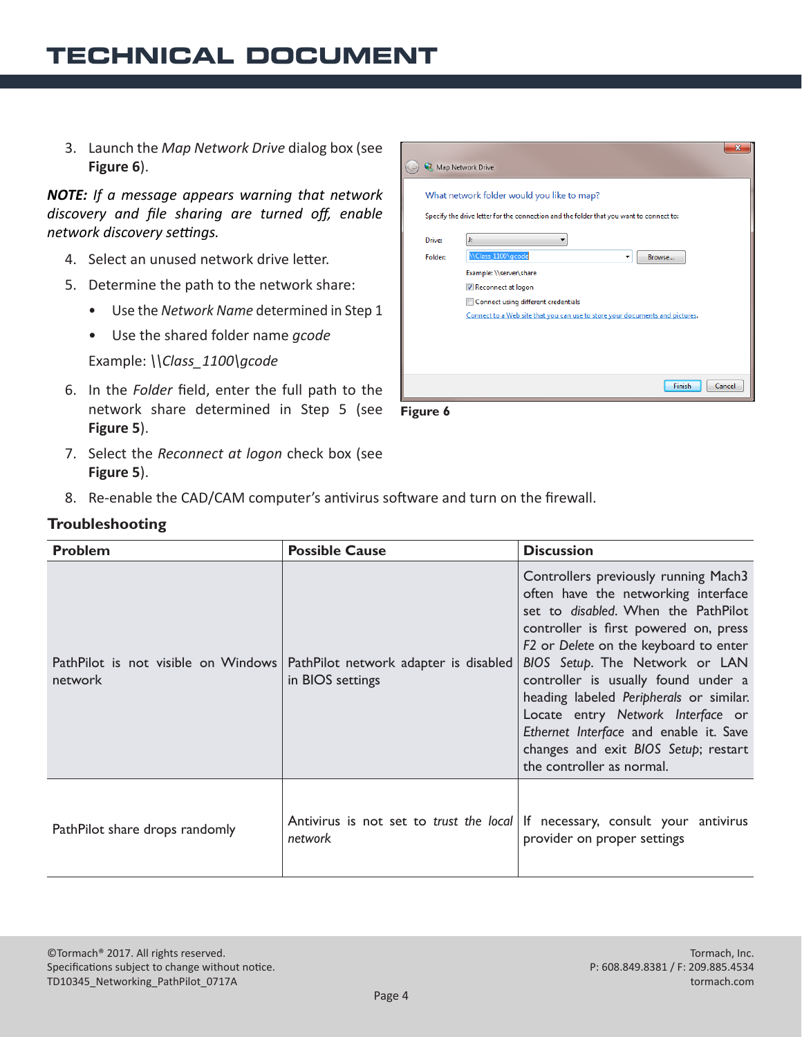3. Launch the *Map Network Drive* dialog box (see **Figure 6**).

***NOTE:*** *If a message appears warning that network discovery and file sharing are turned off, enable network discovery settings.*

4. Select an unused network drive letter.
5. Determine the path to the network share:
   - Use the *Network Name* determined in Step 1
   - Use the shared folder name *gcode*

   Example: *\\Class_1100\gcode*
6. In the *Folder* field, enter the full path to the network share determined in Step 5 (see **Figure 5**).
7. Select the *Reconnect at logon* check box (see **Figure 5**).
8. Re-enable the CAD/CAM computer's antivirus software and turn on the firewall.

**Figure 6**

## Troubleshooting

| Problem | Possible Cause | Discussion |
|---|---|---|
| PathPilot is not visible on Windows network | PathPilot network adapter is disabled in BIOS settings | Controllers previously running Mach3 often have the networking interface set to *disabled*. When the PathPilot controller is first powered on, press *F2* or *Delete* on the keyboard to enter *BIOS Setup*. The Network or LAN controller is usually found under a heading labeled *Peripherals* or similar. Locate entry *Network Interface* or *Ethernet Interface* and enable it. Save changes and exit *BIOS Setup*; restart the controller as normal. |
| PathPilot share drops randomly | Antivirus is not set to *trust the local network* | If necessary, consult your antivirus provider on proper settings |